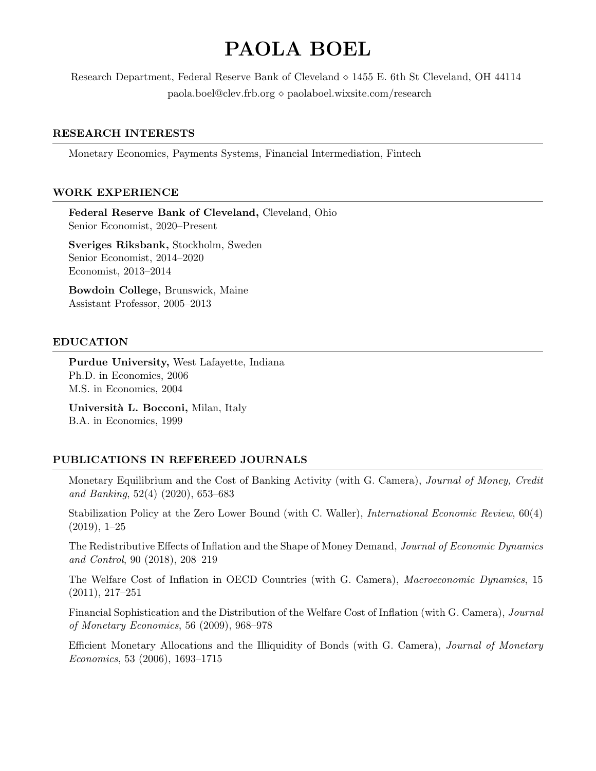# PAOLA BOEL

Research Department, Federal Reserve Bank of Cleveland ⋄ 1455 E. 6th St Cleveland, OH 44114
paola.boel@clev.frb.org ⋄ paolaboel.wixsite.com/research

## RESEARCH INTERESTS

Monetary Economics, Payments Systems, Financial Intermediation, Fintech

## WORK EXPERIENCE

**Federal Reserve Bank of Cleveland,** Cleveland, Ohio
Senior Economist, 2020–Present

**Sveriges Riksbank,** Stockholm, Sweden
Senior Economist, 2014–2020
Economist, 2013–2014

**Bowdoin College,** Brunswick, Maine
Assistant Professor, 2005–2013

## EDUCATION

**Purdue University,** West Lafayette, Indiana
Ph.D. in Economics, 2006
M.S. in Economics, 2004

**Università L. Bocconi,** Milan, Italy
B.A. in Economics, 1999

## PUBLICATIONS IN REFEREED JOURNALS

Monetary Equilibrium and the Cost of Banking Activity (with G. Camera), *Journal of Money, Credit and Banking*, 52(4) (2020), 653–683

Stabilization Policy at the Zero Lower Bound (with C. Waller), *International Economic Review*, 60(4) (2019), 1–25

The Redistributive Effects of Inflation and the Shape of Money Demand, *Journal of Economic Dynamics and Control*, 90 (2018), 208–219

The Welfare Cost of Inflation in OECD Countries (with G. Camera), *Macroeconomic Dynamics*, 15 (2011), 217–251

Financial Sophistication and the Distribution of the Welfare Cost of Inflation (with G. Camera), *Journal of Monetary Economics*, 56 (2009), 968–978

Efficient Monetary Allocations and the Illiquidity of Bonds (with G. Camera), *Journal of Monetary Economics*, 53 (2006), 1693–1715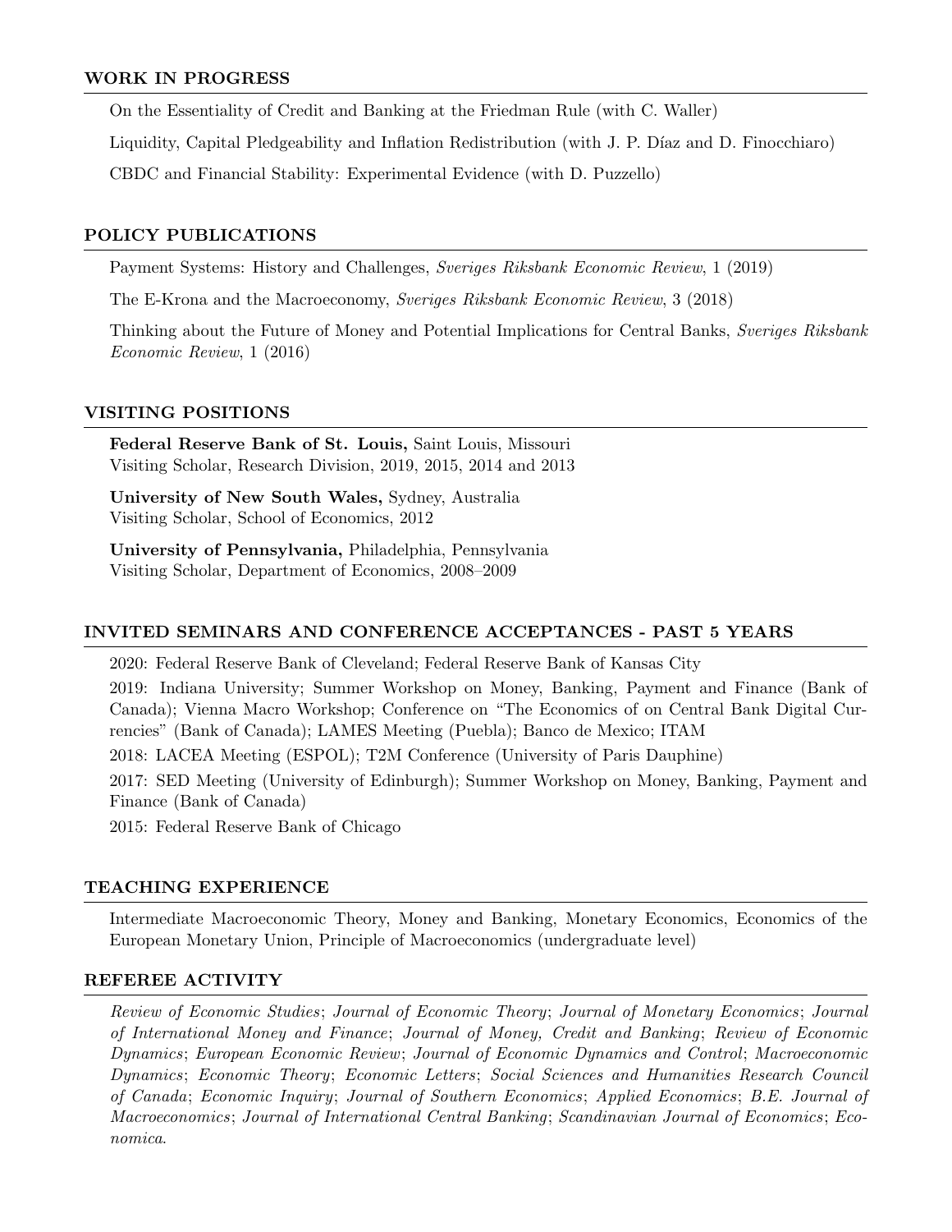## WORK IN PROGRESS

On the Essentiality of Credit and Banking at the Friedman Rule (with C. Waller)

Liquidity, Capital Pledgeability and Inflation Redistribution (with J. P. Díaz and D. Finocchiaro)

CBDC and Financial Stability: Experimental Evidence (with D. Puzzello)

## POLICY PUBLICATIONS

Payment Systems: History and Challenges, *Sveriges Riksbank Economic Review*, 1 (2019)

The E-Krona and the Macroeconomy, *Sveriges Riksbank Economic Review*, 3 (2018)

Thinking about the Future of Money and Potential Implications for Central Banks, *Sveriges Riksbank Economic Review*, 1 (2016)

## VISITING POSITIONS

**Federal Reserve Bank of St. Louis,** Saint Louis, Missouri
Visiting Scholar, Research Division, 2019, 2015, 2014 and 2013

**University of New South Wales,** Sydney, Australia
Visiting Scholar, School of Economics, 2012

**University of Pennsylvania,** Philadelphia, Pennsylvania
Visiting Scholar, Department of Economics, 2008–2009

## INVITED SEMINARS AND CONFERENCE ACCEPTANCES - PAST 5 YEARS

2020: Federal Reserve Bank of Cleveland; Federal Reserve Bank of Kansas City

2019: Indiana University; Summer Workshop on Money, Banking, Payment and Finance (Bank of Canada); Vienna Macro Workshop; Conference on "The Economics of on Central Bank Digital Currencies" (Bank of Canada); LAMES Meeting (Puebla); Banco de Mexico; ITAM

2018: LACEA Meeting (ESPOL); T2M Conference (University of Paris Dauphine)

2017: SED Meeting (University of Edinburgh); Summer Workshop on Money, Banking, Payment and Finance (Bank of Canada)

2015: Federal Reserve Bank of Chicago

## TEACHING EXPERIENCE

Intermediate Macroeconomic Theory, Money and Banking, Monetary Economics, Economics of the European Monetary Union, Principle of Macroeconomics (undergraduate level)

## REFEREE ACTIVITY

*Review of Economic Studies*; *Journal of Economic Theory*; *Journal of Monetary Economics*; *Journal of International Money and Finance*; *Journal of Money, Credit and Banking*; *Review of Economic Dynamics*; *European Economic Review*; *Journal of Economic Dynamics and Control*; *Macroeconomic Dynamics*; *Economic Theory*; *Economic Letters*; *Social Sciences and Humanities Research Council of Canada*; *Economic Inquiry*; *Journal of Southern Economics*; *Applied Economics*; *B.E. Journal of Macroeconomics*; *Journal of International Central Banking*; *Scandinavian Journal of Economics*; *Economica*.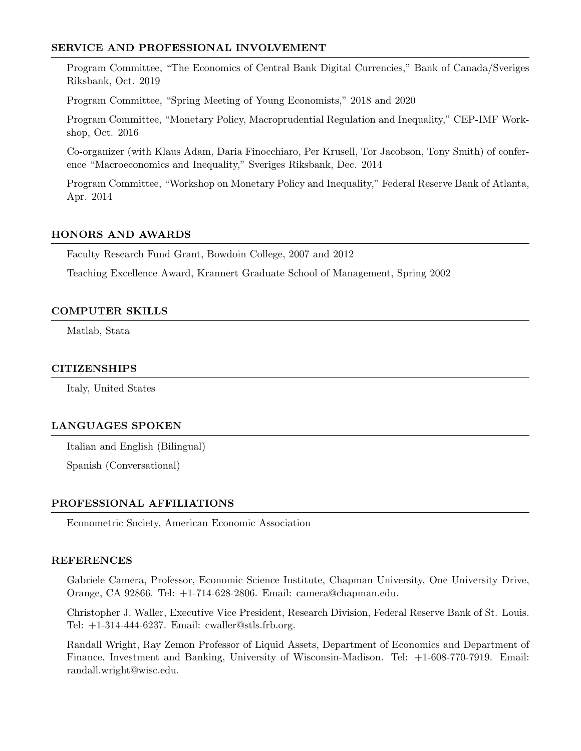## SERVICE AND PROFESSIONAL INVOLVEMENT

Program Committee, "The Economics of Central Bank Digital Currencies," Bank of Canada/Sveriges Riksbank, Oct. 2019

Program Committee, "Spring Meeting of Young Economists," 2018 and 2020

Program Committee, "Monetary Policy, Macroprudential Regulation and Inequality," CEP-IMF Workshop, Oct. 2016

Co-organizer (with Klaus Adam, Daria Finocchiaro, Per Krusell, Tor Jacobson, Tony Smith) of conference "Macroeconomics and Inequality," Sveriges Riksbank, Dec. 2014

Program Committee, "Workshop on Monetary Policy and Inequality," Federal Reserve Bank of Atlanta, Apr. 2014

## HONORS AND AWARDS

Faculty Research Fund Grant, Bowdoin College, 2007 and 2012

Teaching Excellence Award, Krannert Graduate School of Management, Spring 2002

## COMPUTER SKILLS

Matlab, Stata

## CITIZENSHIPS

Italy, United States

## LANGUAGES SPOKEN

Italian and English (Bilingual)

Spanish (Conversational)

## PROFESSIONAL AFFILIATIONS

Econometric Society, American Economic Association

## REFERENCES

Gabriele Camera, Professor, Economic Science Institute, Chapman University, One University Drive, Orange, CA 92866. Tel: +1-714-628-2806. Email: camera@chapman.edu.

Christopher J. Waller, Executive Vice President, Research Division, Federal Reserve Bank of St. Louis. Tel: +1-314-444-6237. Email: cwaller@stls.frb.org.

Randall Wright, Ray Zemon Professor of Liquid Assets, Department of Economics and Department of Finance, Investment and Banking, University of Wisconsin-Madison. Tel: +1-608-770-7919. Email: randall.wright@wisc.edu.